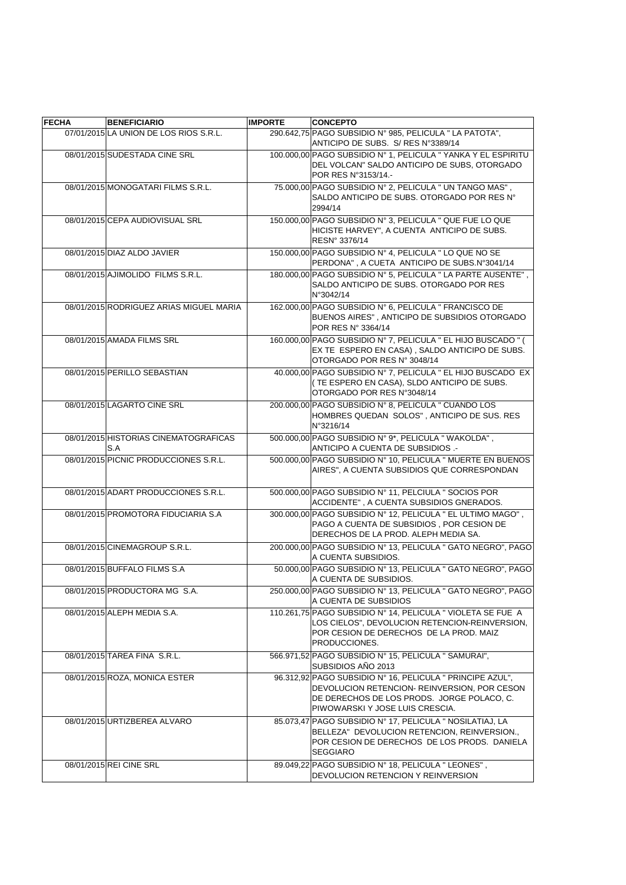| FECHA | BENEFICIARIO | IMPORTE | CONCEPTO |
|---|---|---|---|
| 07/01/2015 | LA UNION DE LOS RIOS S.R.L. | 290.642,75 | PAGO SUBSIDIO N° 985, PELICULA " LA PATOTA", ANTICIPO DE SUBS. S/ RES N°3389/14 |
| 08/01/2015 | SUDESTADA CINE SRL | 100.000,00 | PAGO SUBSIDIO N° 1, PELICULA " YANKA Y EL ESPIRITU DEL VOLCAN" SALDO ANTICIPO DE SUBS, OTORGADO POR RES N°3153/14.- |
| 08/01/2015 | MONOGATARI FILMS S.R.L. | 75.000,00 | PAGO SUBSIDIO N° 2, PELICULA " UN TANGO MAS" , SALDO ANTICIPO DE SUBS. OTORGADO POR RES N° 2994/14 |
| 08/01/2015 | CEPA AUDIOVISUAL SRL | 150.000,00 | PAGO SUBSIDIO N° 3, PELICULA " QUE FUE LO QUE HICISTE HARVEY", A CUENTA ANTICIPO DE SUBS. RESN° 3376/14 |
| 08/01/2015 | DIAZ ALDO JAVIER | 150.000,00 | PAGO SUBSIDIO N° 4, PELICULA " LO QUE NO SE PERDONA" , A CUETA ANTICIPO DE SUBS.N°3041/14 |
| 08/01/2015 | AJIMOLIDO FILMS S.R.L. | 180.000,00 | PAGO SUBSIDIO N° 5, PELICULA " LA PARTE AUSENTE" , SALDO ANTICIPO DE SUBS. OTORGADO POR RES N°3042/14 |
| 08/01/2015 | RODRIGUEZ ARIAS MIGUEL MARIA | 162.000,00 | PAGO SUBSIDIO N° 6, PELICULA " FRANCISCO DE BUENOS AIRES" , ANTICIPO DE SUBSIDIOS OTORGADO POR RES N° 3364/14 |
| 08/01/2015 | AMADA FILMS SRL | 160.000,00 | PAGO SUBSIDIO N° 7, PELICULA " EL HIJO BUSCADO " ( EX TE ESPERO EN CASA) , SALDO ANTICIPO DE SUBS. OTORGADO POR RES N° 3048/14 |
| 08/01/2015 | PERILLO SEBASTIAN | 40.000,00 | PAGO SUBSIDIO N° 7, PELICULA " EL HIJO BUSCADO EX ( TE ESPERO EN CASA), SLDO ANTICIPO DE SUBS. OTORGADO POR RES N°3048/14 |
| 08/01/2015 | LAGARTO CINE SRL | 200.000,00 | PAGO SUBSIDIO N° 8, PELICULA " CUANDO LOS HOMBRES QUEDAN SOLOS" , ANTICIPO DE SUS. RES N°3216/14 |
| 08/01/2015 | HISTORIAS CINEMATOGRAFICAS S.A | 500.000,00 | PAGO SUBSIDIO N° 9*, PELICULA " WAKOLDA" , ANTICIPO A CUENTA DE SUBSIDIOS .- |
| 08/01/2015 | PICNIC PRODUCCIONES S.R.L. | 500.000,00 | PAGO SUBSIDIO N° 10, PELICULA " MUERTE EN BUENOS AIRES", A CUENTA SUBSIDIOS QUE CORRESPONDAN |
| 08/01/2015 | ADART PRODUCCIONES S.R.L. | 500.000,00 | PAGO SUBSIDIO N° 11, PELCIULA " SOCIOS POR ACCIDENTE" , A CUENTA SUBSIDIOS GNERADOS. |
| 08/01/2015 | PROMOTORA FIDUCIARIA S.A | 300.000,00 | PAGO SUBSIDIO N° 12, PELICULA " EL ULTIMO MAGO" , PAGO A CUENTA DE SUBSIDIOS , POR CESION DE DERECHOS DE LA PROD. ALEPH MEDIA SA. |
| 08/01/2015 | CINEMAGROUP S.R.L. | 200.000,00 | PAGO SUBSIDIO N° 13, PELICULA " GATO NEGRO", PAGO A CUENTA SUBSIDIOS. |
| 08/01/2015 | BUFFALO FILMS S.A | 50.000,00 | PAGO SUBSIDIO N° 13, PELICULA " GATO NEGRO", PAGO A CUENTA DE SUBSIDIOS. |
| 08/01/2015 | PRODUCTORA MG S.A. | 250.000,00 | PAGO SUBSIDIO N° 13, PELICULA " GATO NEGRO", PAGO A CUENTA DE SUBSIDIOS |
| 08/01/2015 | ALEPH MEDIA S.A. | 110.261,75 | PAGO SUBSIDIO N° 14, PELICULA " VIOLETA SE FUE A LOS CIELOS", DEVOLUCION RETENCION-REINVERSION, POR CESION DE DERECHOS DE LA PROD. MAIZ PRODUCCIONES. |
| 08/01/2015 | TAREA FINA S.R.L. | 566.971,52 | PAGO SUBSIDIO N° 15, PELICULA " SAMURAI", SUBSIDIOS AÑO 2013 |
| 08/01/2015 | ROZA, MONICA ESTER | 96.312,92 | PAGO SUBSIDIO N° 16, PELICULA " PRINCIPE AZUL", DEVOLUCION RETENCION- REINVERSION, POR CESON DE DERECHOS DE LOS PRODS. JORGE POLACO, C. PIWOWARSKI Y JOSE LUIS CRESCIA. |
| 08/01/2015 | URTIZBEREA ALVARO | 85.073,47 | PAGO SUBSIDIO N° 17, PELICULA " NOSILATIAJ, LA BELLEZA" DEVOLUCION RETENCION, REINVERSION., POR CESION DE DERECHOS DE LOS PRODS. DANIELA SEGGIARO |
| 08/01/2015 | REI CINE SRL | 89.049,22 | PAGO SUBSIDIO N° 18, PELICULA " LEONES" , DEVOLUCION RETENCION Y REINVERSION |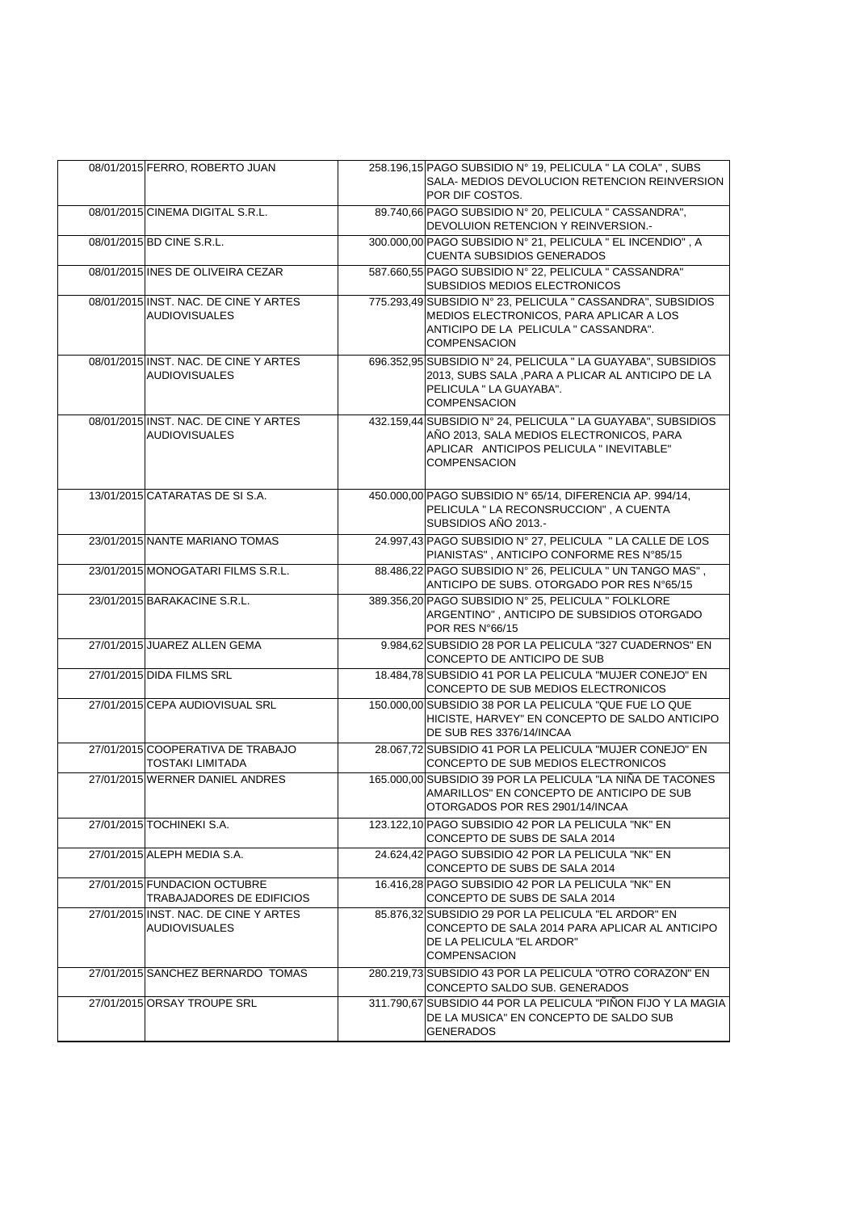| | | | |
|---|---|---|---|
| 08/01/2015 | FERRO, ROBERTO JUAN | 258.196,15 | PAGO SUBSIDIO N° 19, PELICULA " LA COLA" , SUBS SALA- MEDIOS DEVOLUCION RETENCION REINVERSION POR DIF COSTOS. |
| 08/01/2015 | CINEMA DIGITAL S.R.L. | 89.740,66 | PAGO SUBSIDIO N° 20, PELICULA " CASSANDRA", DEVOLUION RETENCION Y REINVERSION.- |
| 08/01/2015 | BD CINE S.R.L. | 300.000,00 | PAGO SUBSIDIO N° 21, PELICULA " EL INCENDIO" , A CUENTA SUBSIDIOS GENERADOS |
| 08/01/2015 | INES DE OLIVEIRA CEZAR | 587.660,55 | PAGO SUBSIDIO N° 22, PELICULA " CASSANDRA" SUBSIDIOS MEDIOS ELECTRONICOS |
| 08/01/2015 | INST. NAC. DE CINE Y ARTES AUDIOVISUALES | 775.293,49 | SUBSIDIO N° 23, PELICULA " CASSANDRA", SUBSIDIOS MEDIOS ELECTRONICOS, PARA APLICAR A LOS ANTICIPO DE LA PELICULA " CASSANDRA". COMPENSACION |
| 08/01/2015 | INST. NAC. DE CINE Y ARTES AUDIOVISUALES | 696.352,95 | SUBSIDIO N° 24, PELICULA " LA GUAYABA", SUBSIDIOS 2013, SUBS SALA ,PARA A PLICAR AL ANTICIPO DE LA PELICULA " LA GUAYABA". COMPENSACION |
| 08/01/2015 | INST. NAC. DE CINE Y ARTES AUDIOVISUALES | 432.159,44 | SUBSIDIO N° 24, PELICULA " LA GUAYABA", SUBSIDIOS AÑO 2013, SALA MEDIOS ELECTRONICOS, PARA APLICAR ANTICIPOS PELICULA " INEVITABLE" COMPENSACION |
| 13/01/2015 | CATARATAS DE SI S.A. | 450.000,00 | PAGO SUBSIDIO N° 65/14, DIFERENCIA AP. 994/14, PELICULA " LA RECONSRUCCION" , A CUENTA SUBSIDIOS AÑO 2013.- |
| 23/01/2015 | NANTE MARIANO TOMAS | 24.997,43 | PAGO SUBSIDIO N° 27, PELICULA " LA CALLE DE LOS PIANISTAS" , ANTICIPO CONFORME RES N°85/15 |
| 23/01/2015 | MONOGATARI FILMS S.R.L. | 88.486,22 | PAGO SUBSIDIO N° 26, PELICULA " UN TANGO MAS" , ANTICIPO DE SUBS. OTORGADO POR RES N°65/15 |
| 23/01/2015 | BARAKACINE S.R.L. | 389.356,20 | PAGO SUBSIDIO N° 25, PELICULA " FOLKLORE ARGENTINO" , ANTICIPO DE SUBSIDIOS OTORGADO POR RES N°66/15 |
| 27/01/2015 | JUAREZ ALLEN GEMA | 9.984,62 | SUBSIDIO 28 POR LA PELICULA "327 CUADERNOS" EN CONCEPTO DE ANTICIPO DE SUB |
| 27/01/2015 | DIDA FILMS SRL | 18.484,78 | SUBSIDIO 41 POR LA PELICULA "MUJER CONEJO" EN CONCEPTO DE SUB MEDIOS ELECTRONICOS |
| 27/01/2015 | CEPA AUDIOVISUAL SRL | 150.000,00 | SUBSIDIO 38 POR LA PELICULA "QUE FUE LO QUE HICISTE, HARVEY" EN CONCEPTO DE SALDO ANTICIPO DE SUB RES 3376/14/INCAA |
| 27/01/2015 | COOPERATIVA DE TRABAJO TOSTAKI LIMITADA | 28.067,72 | SUBSIDIO 41 POR LA PELICULA "MUJER CONEJO" EN CONCEPTO DE SUB MEDIOS ELECTRONICOS |
| 27/01/2015 | WERNER DANIEL ANDRES | 165.000,00 | SUBSIDIO 39 POR LA PELICULA "LA NIÑA DE TACONES AMARILLOS" EN CONCEPTO DE ANTICIPO DE SUB OTORGADOS POR RES 2901/14/INCAA |
| 27/01/2015 | TOCHINEKI S.A. | 123.122,10 | PAGO SUBSIDIO 42 POR LA PELICULA "NK" EN CONCEPTO DE SUBS DE SALA 2014 |
| 27/01/2015 | ALEPH MEDIA S.A. | 24.624,42 | PAGO SUBSIDIO 42 POR LA PELICULA "NK" EN CONCEPTO DE SUBS DE SALA 2014 |
| 27/01/2015 | FUNDACION OCTUBRE TRABAJADORES DE EDIFICIOS | 16.416,28 | PAGO SUBSIDIO 42 POR LA PELICULA "NK" EN CONCEPTO DE SUBS DE SALA 2014 |
| 27/01/2015 | INST. NAC. DE CINE Y ARTES AUDIOVISUALES | 85.876,32 | SUBSIDIO 29 POR LA PELICULA "EL ARDOR" EN CONCEPTO DE SALA 2014 PARA APLICAR AL ANTICIPO DE LA PELICULA "EL ARDOR" COMPENSACION |
| 27/01/2015 | SANCHEZ BERNARDO TOMAS | 280.219,73 | SUBSIDIO 43 POR LA PELICULA "OTRO CORAZON" EN CONCEPTO SALDO SUB. GENERADOS |
| 27/01/2015 | ORSAY TROUPE SRL | 311.790,67 | SUBSIDIO 44 POR LA PELICULA "PIÑON FIJO Y LA MAGIA DE LA MUSICA" EN CONCEPTO DE SALDO SUB GENERADOS |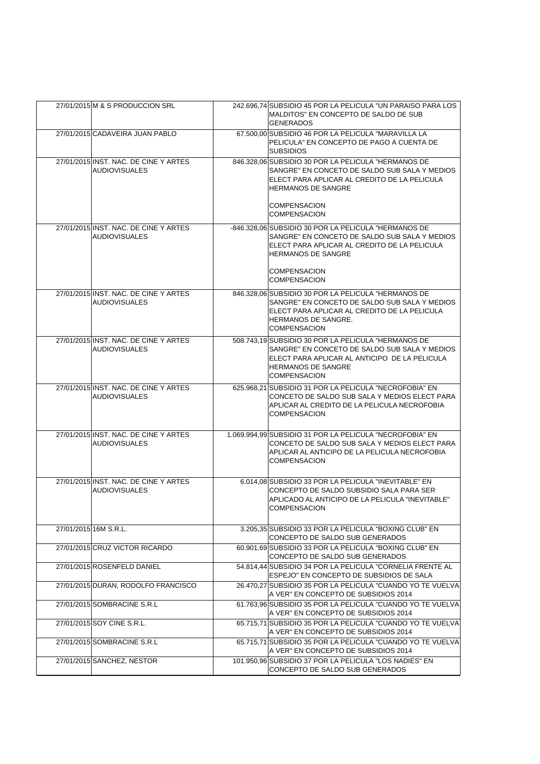| | | | |
|---|---|---|---|
| 27/01/2015 | M & S PRODUCCION SRL | 242.696,74 | SUBSIDIO 45 POR LA PELICULA "UN PARAISO PARA LOS MALDITOS" EN CONCEPTO DE SALDO DE SUB GENERADOS |
| 27/01/2015 | CADAVEIRA JUAN PABLO | 67.500,00 | SUBSIDIO 46 POR LA PELICULA "MARAVILLA LA PELICULA" EN CONCEPTO DE PAGO A CUENTA DE SUBSIDIOS |
| 27/01/2015 | INST. NAC. DE CINE Y ARTES AUDIOVISUALES | 846.328,06 | SUBSIDIO 30 POR LA PELICULA "HERMANOS DE SANGRE" EN CONCETO DE SALDO SUB SALA Y MEDIOS ELECT PARA APLICAR AL CREDITO DE LA PELICULA HERMANOS DE SANGRE<br><br>COMPENSACION<br>COMPENSACION |
| 27/01/2015 | INST. NAC. DE CINE Y ARTES AUDIOVISUALES | -846.328,06 | SUBSIDIO 30 POR LA PELICULA "HERMANOS DE SANGRE" EN CONCETO DE SALDO SUB SALA Y MEDIOS ELECT PARA APLICAR AL CREDITO DE LA PELICULA HERMANOS DE SANGRE<br><br>COMPENSACION<br>COMPENSACION |
| 27/01/2015 | INST. NAC. DE CINE Y ARTES AUDIOVISUALES | 846.328,06 | SUBSIDIO 30 POR LA PELICULA "HERMANOS DE SANGRE" EN CONCETO DE SALDO SUB SALA Y MEDIOS ELECT PARA APLICAR AL CREDITO DE LA PELICULA HERMANOS DE SANGRE.<br>COMPENSACION |
| 27/01/2015 | INST. NAC. DE CINE Y ARTES AUDIOVISUALES | 508.743,19 | SUBSIDIO 30 POR LA PELICULA "HERMANOS DE SANGRE" EN CONCETO DE SALDO SUB SALA Y MEDIOS ELECT PARA APLICAR AL ANTICIPO DE LA PELICULA HERMANOS DE SANGRE<br>COMPENSACION |
| 27/01/2015 | INST. NAC. DE CINE Y ARTES AUDIOVISUALES | 625.968,21 | SUBSIDIO 31 POR LA PELICULA "NECROFOBIA" EN CONCETO DE SALDO SUB SALA Y MEDIOS ELECT PARA APLICAR AL CREDITO DE LA PELICULA NECROFOBIA<br>COMPENSACION |
| 27/01/2015 | INST. NAC. DE CINE Y ARTES AUDIOVISUALES | 1.069.994,99 | SUBSIDIO 31 POR LA PELICULA "NECROFOBIA" EN CONCETO DE SALDO SUB SALA Y MEDIOS ELECT PARA APLICAR AL ANTICIPO DE LA PELICULA NECROFOBIA<br>COMPENSACION |
| 27/01/2015 | INST. NAC. DE CINE Y ARTES AUDIOVISUALES | 6.014,08 | SUBSIDIO 33 POR LA PELICULA "INEVITABLE" EN CONCEPTO DE SALDO SUBSIDIO SALA PARA SER APLICADO AL ANTICIPO DE LA PELICULA "INEVITABLE"<br>COMPENSACION |
| 27/01/2015 | 16M S.R.L. | 3.205,35 | SUBSIDIO 33 POR LA PELICULA "BOXING CLUB" EN CONCEPTO DE SALDO SUB GENERADOS |
| 27/01/2015 | CRUZ VICTOR RICARDO | 60.901,69 | SUBSIDIO 33 POR LA PELICULA "BOXING CLUB" EN CONCEPTO DE SALDO SUB GENERADOS |
| 27/01/2015 | ROSENFELD DANIEL | 54.814,44 | SUBSIDIO 34 POR LA PELICULA "CORNELIA FRENTE AL ESPEJO" EN CONCEPTO DE SUBSIDIOS DE SALA |
| 27/01/2015 | DURAN, RODOLFO FRANCISCO | 26.470,27 | SUBSIDIO 35 POR LA PELICULA "CUANDO YO TE VUELVA A VER" EN CONCEPTO DE SUBSIDIOS 2014 |
| 27/01/2015 | SOMBRACINE S.R.L | 61.763,96 | SUBSIDIO 35 POR LA PELICULA "CUANDO YO TE VUELVA A VER" EN CONCEPTO DE SUBSIDIOS 2014 |
| 27/01/2015 | SOY CINE S.R.L. | 65.715,71 | SUBSIDIO 35 POR LA PELICULA "CUANDO YO TE VUELVA A VER" EN CONCEPTO DE SUBSIDIOS 2014 |
| 27/01/2015 | SOMBRACINE S.R.L | 65.715,71 | SUBSIDIO 35 POR LA PELICULA "CUANDO YO TE VUELVA A VER" EN CONCEPTO DE SUBSIDIOS 2014 |
| 27/01/2015 | SANCHEZ, NESTOR | 101.950,96 | SUBSIDIO 37 POR LA PELICULA "LOS NADIES" EN CONCEPTO DE SALDO SUB GENERADOS |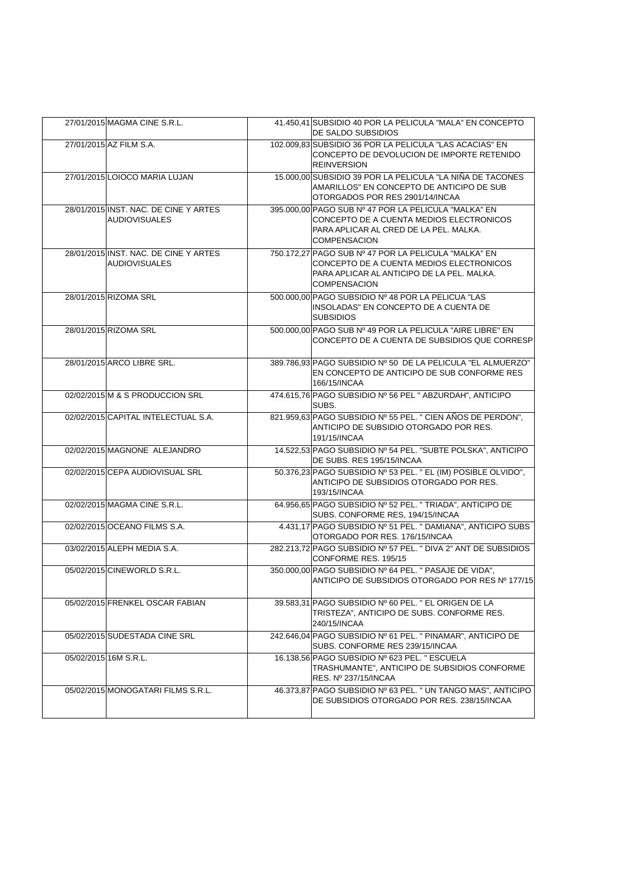| | | | |
|---|---|---|---|
| 27/01/2015 | MAGMA CINE S.R.L. | 41.450,41 | SUBSIDIO 40 POR LA PELICULA "MALA" EN CONCEPTO DE SALDO SUBSIDIOS |
| 27/01/2015 | AZ FILM S.A. | 102.009,83 | SUBSIDIO 36 POR LA PELICULA "LAS ACACIAS" EN CONCEPTO DE DEVOLUCION DE IMPORTE RETENIDO REINVERSION |
| 27/01/2015 | LOIOCO MARIA LUJAN | 15.000,00 | SUBSIDIO 39 POR LA PELICULA "LA NIÑA DE TACONES AMARILLOS" EN CONCEPTO DE ANTICIPO DE SUB OTORGADOS POR RES 2901/14/INCAA |
| 28/01/2015 | INST. NAC. DE CINE Y ARTES AUDIOVISUALES | 395.000,00 | PAGO SUB Nº 47 POR LA PELICULA "MALKA" EN CONCEPTO DE A CUENTA MEDIOS ELECTRONICOS PARA APLICAR AL CRED DE LA PEL. MALKA. COMPENSACION |
| 28/01/2015 | INST. NAC. DE CINE Y ARTES AUDIOVISUALES | 750.172,27 | PAGO SUB Nº 47 POR LA PELICULA "MALKA" EN CONCEPTO DE A CUENTA MEDIOS ELECTRONICOS PARA APLICAR AL ANTICIPO DE LA PEL. MALKA. COMPENSACION |
| 28/01/2015 | RIZOMA SRL | 500.000,00 | PAGO SUBSIDIO Nº 48 POR LA PELICUA "LAS INSOLADAS" EN CONCEPTO DE A CUENTA DE SUBSIDIOS |
| 28/01/2015 | RIZOMA SRL | 500.000,00 | PAGO SUB Nº 49 POR LA PELICULA "AIRE LIBRE" EN CONCEPTO DE A CUENTA DE SUBSIDIOS QUE CORRESP |
| 28/01/2015 | ARCO LIBRE SRL. | 389.786,93 | PAGO SUBSIDIO Nº 50 DE LA PELICULA "EL ALMUERZO" EN CONCEPTO DE ANTICIPO DE SUB CONFORME RES 166/15/INCAA |
| 02/02/2015 | M & S PRODUCCION SRL | 474.615,76 | PAGO SUBSIDIO Nº 56 PEL. " ABZURDAH", ANTICIPO SUBS. |
| 02/02/2015 | CAPITAL INTELECTUAL S.A. | 821.959,63 | PAGO SUBSIDIO Nº 55 PEL. " CIEN AÑOS DE PERDON", ANTICIPO DE SUBSIDIO OTORGADO POR RES. 191/15/INCAA |
| 02/02/2015 | MAGNONE ALEJANDRO | 14.522,53 | PAGO SUBSIDIO Nº 54 PEL. "SUBTE POLSKA", ANTICIPO DE SUBS. RES 195/15/INCAA |
| 02/02/2015 | CEPA AUDIOVISUAL SRL | 50.376,23 | PAGO SUBSIDIO Nº 53 PEL. " EL (IM) POSIBLE OLVIDO", ANTICIPO DE SUBSIDIOS OTORGADO POR RES. 193/15/INCAA |
| 02/02/2015 | MAGMA CINE S.R.L. | 64.956,65 | PAGO SUBSIDIO Nº 52 PEL. " TRIADA", ANTICIPO DE SUBS. CONFORME RES, 194/15/INCAA |
| 02/02/2015 | OCEANO FILMS S.A. | 4.431,17 | PAGO SUBSIDIO Nº 51 PEL. " DAMIANA", ANTICIPO SUBS OTORGADO POR RES. 176/15/INCAA |
| 03/02/2015 | ALEPH MEDIA S.A. | 282.213,72 | PAGO SUBSIDIO Nº 57 PEL. " DIVA 2" ANT DE SUBSIDIOS CONFORME RES. 195/15 |
| 05/02/2015 | CINEWORLD S.R.L. | 350.000,00 | PAGO SUBSIDIO Nº 64 PEL. " PASAJE DE VIDA", ANTICIPO DE SUBSIDIOS OTORGADO POR RES Nº 177/15 |
| 05/02/2015 | FRENKEL OSCAR FABIAN | 39.583,31 | PAGO SUBSIDIO Nº 60 PEL. " EL ORIGEN DE LA TRISTEZA", ANTICIPO DE SUBS. CONFORME RES. 240/15/INCAA |
| 05/02/2015 | SUDESTADA CINE SRL | 242.646,04 | PAGO SUBSIDIO Nº 61 PEL. " PINAMAR", ANTICIPO DE SUBS. CONFORME RES 239/15/INCAA |
| 05/02/2015 | 16M S.R.L. | 16.138,56 | PAGO SUBSIDIO Nº 623 PEL. " ESCUELA TRASHUMANTE", ANTICIPO DE SUBSIDIOS CONFORME RES. Nº 237/15/INCAA |
| 05/02/2015 | MONOGATARI FILMS S.R.L. | 46.373,87 | PAGO SUBSIDIO Nº 63 PEL. " UN TANGO MAS", ANTICIPO DE SUBSIDIOS OTORGADO POR RES. 238/15/INCAA |